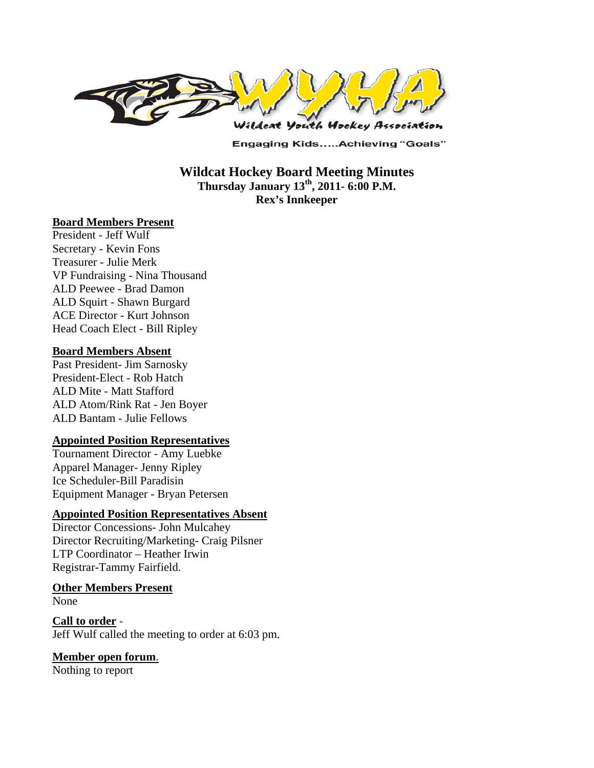Wildcat Youth Hockey Association

Engaging Kids.....Achieving "Goals"

# Wildcat Hockey Board Meeting Minutes

**Thursday January 13th, 2011- 6:00 P.M.**

**Rex's Innkeeper**

## Board Members Present

President - Jeff Wulf
Secretary - Kevin Fons
Treasurer - Julie Merk
VP Fundraising - Nina Thousand
ALD Peewee - Brad Damon
ALD Squirt - Shawn Burgard
ACE Director - Kurt Johnson
Head Coach Elect - Bill Ripley

## Board Members Absent

Past President- Jim Sarnosky
President-Elect - Rob Hatch
ALD Mite - Matt Stafford
ALD Atom/Rink Rat - Jen Boyer
ALD Bantam - Julie Fellows

## Appointed Position Representatives

Tournament Director - Amy Luebke
Apparel Manager- Jenny Ripley
Ice Scheduler-Bill Paradisin
Equipment Manager - Bryan Petersen

## Appointed Position Representatives Absent

Director Concessions- John Mulcahey
Director Recruiting/Marketing- Craig Pilsner
LTP Coordinator – Heather Irwin
Registrar-Tammy Fairfield.

## Other Members Present

None

## Call to order -

Jeff Wulf called the meeting to order at 6:03 pm.

## Member open forum.

Nothing to report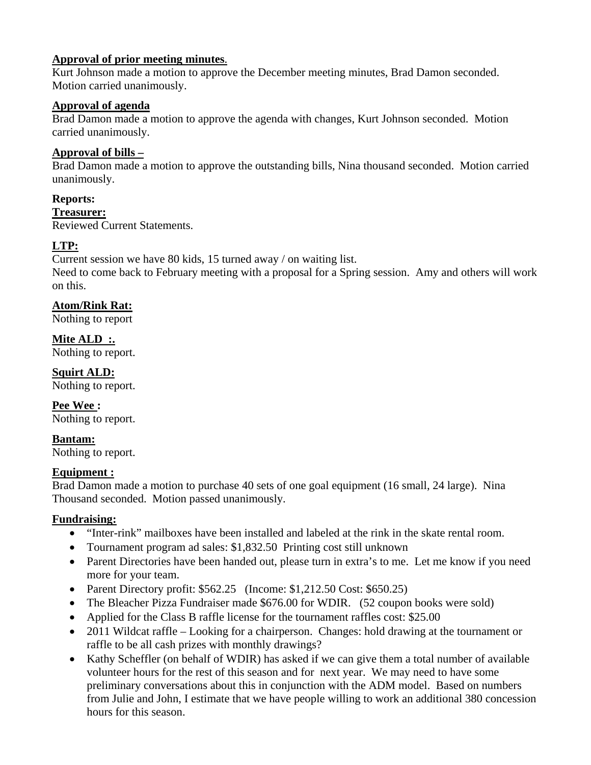**Approval of prior meeting minutes**.
Kurt Johnson made a motion to approve the December meeting minutes, Brad Damon seconded. Motion carried unanimously.

**Approval of agenda**
Brad Damon made a motion to approve the agenda with changes, Kurt Johnson seconded. Motion carried unanimously.

**Approval of bills –**
Brad Damon made a motion to approve the outstanding bills, Nina thousand seconded. Motion carried unanimously.

**Reports:**

**Treasurer:**
Reviewed Current Statements.

**LTP:**
Current session we have 80 kids, 15 turned away / on waiting list.
Need to come back to February meeting with a proposal for a Spring session. Amy and others will work on this.

**Atom/Rink Rat:**
Nothing to report

**Mite ALD :.**
Nothing to report.

**Squirt ALD:**
Nothing to report.

**Pee Wee :**
Nothing to report.

**Bantam:**
Nothing to report.

**Equipment :**
Brad Damon made a motion to purchase 40 sets of one goal equipment (16 small, 24 large). Nina Thousand seconded. Motion passed unanimously.

**Fundraising:**

- "Inter-rink" mailboxes have been installed and labeled at the rink in the skate rental room.
- Tournament program ad sales: $1,832.50 Printing cost still unknown
- Parent Directories have been handed out, please turn in extra's to me. Let me know if you need more for your team.
- Parent Directory profit: $562.25 (Income: $1,212.50 Cost: $650.25)
- The Bleacher Pizza Fundraiser made $676.00 for WDIR. (52 coupon books were sold)
- Applied for the Class B raffle license for the tournament raffles cost: $25.00
- 2011 Wildcat raffle – Looking for a chairperson. Changes: hold drawing at the tournament or raffle to be all cash prizes with monthly drawings?
- Kathy Scheffler (on behalf of WDIR) has asked if we can give them a total number of available volunteer hours for the rest of this season and for next year. We may need to have some preliminary conversations about this in conjunction with the ADM model. Based on numbers from Julie and John, I estimate that we have people willing to work an additional 380 concession hours for this season.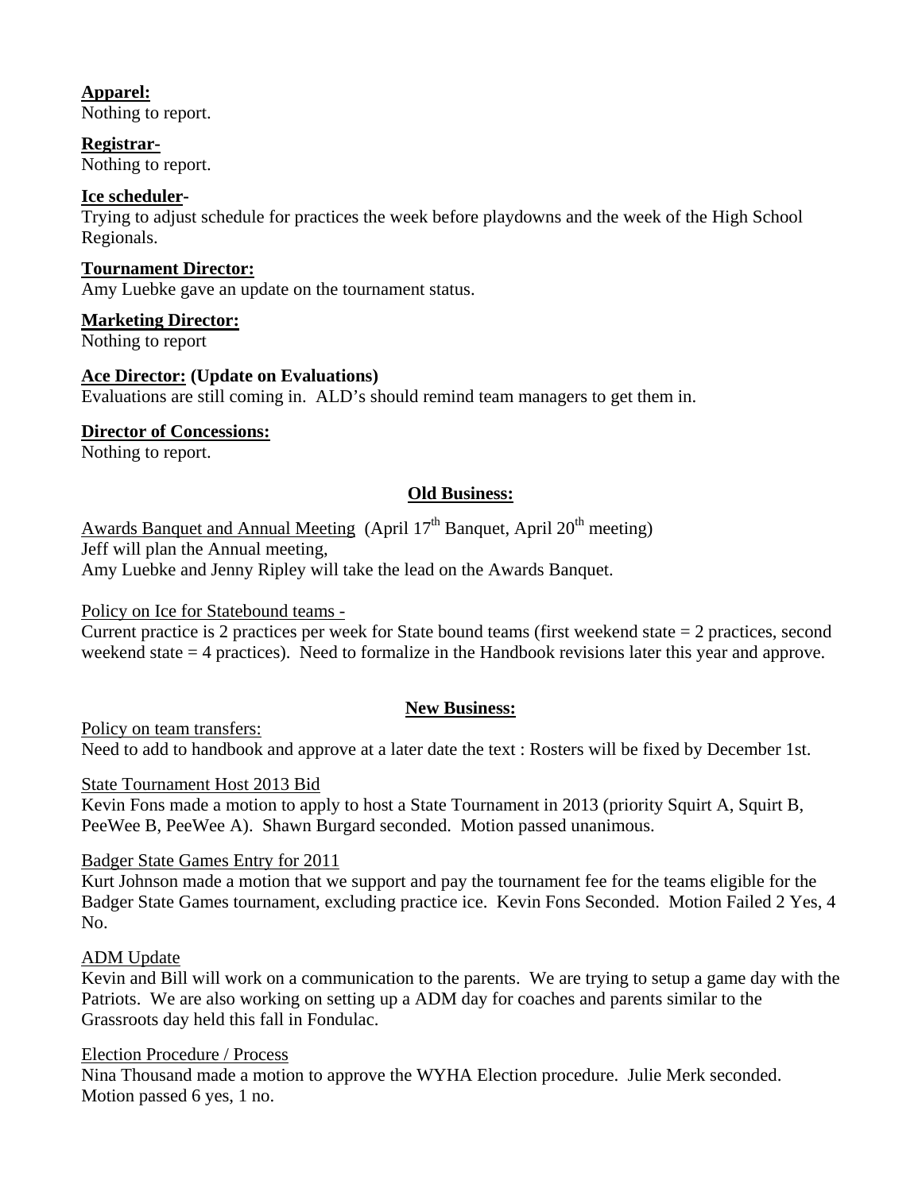**Apparel:**
Nothing to report.

**Registrar-**
Nothing to report.

**Ice scheduler-**
Trying to adjust schedule for practices the week before playdowns and the week of the High School Regionals.

**Tournament Director:**
Amy Luebke gave an update on the tournament status.

**Marketing Director:**
Nothing to report

**Ace Director: (Update on Evaluations)**
Evaluations are still coming in. ALD's should remind team managers to get them in.

**Director of Concessions:**
Nothing to report.

## Old Business:

Awards Banquet and Annual Meeting (April 17th Banquet, April 20th meeting)
Jeff will plan the Annual meeting,
Amy Luebke and Jenny Ripley will take the lead on the Awards Banquet.

Policy on Ice for Statebound teams -
Current practice is 2 practices per week for State bound teams (first weekend state = 2 practices, second weekend state = 4 practices). Need to formalize in the Handbook revisions later this year and approve.

## New Business:

Policy on team transfers:
Need to add to handbook and approve at a later date the text : Rosters will be fixed by December 1st.

State Tournament Host 2013 Bid
Kevin Fons made a motion to apply to host a State Tournament in 2013 (priority Squirt A, Squirt B, PeeWee B, PeeWee A). Shawn Burgard seconded. Motion passed unanimous.

Badger State Games Entry for 2011
Kurt Johnson made a motion that we support and pay the tournament fee for the teams eligible for the Badger State Games tournament, excluding practice ice. Kevin Fons Seconded. Motion Failed 2 Yes, 4 No.

ADM Update
Kevin and Bill will work on a communication to the parents. We are trying to setup a game day with the Patriots. We are also working on setting up a ADM day for coaches and parents similar to the Grassroots day held this fall in Fondulac.

Election Procedure / Process
Nina Thousand made a motion to approve the WYHA Election procedure. Julie Merk seconded. Motion passed 6 yes, 1 no.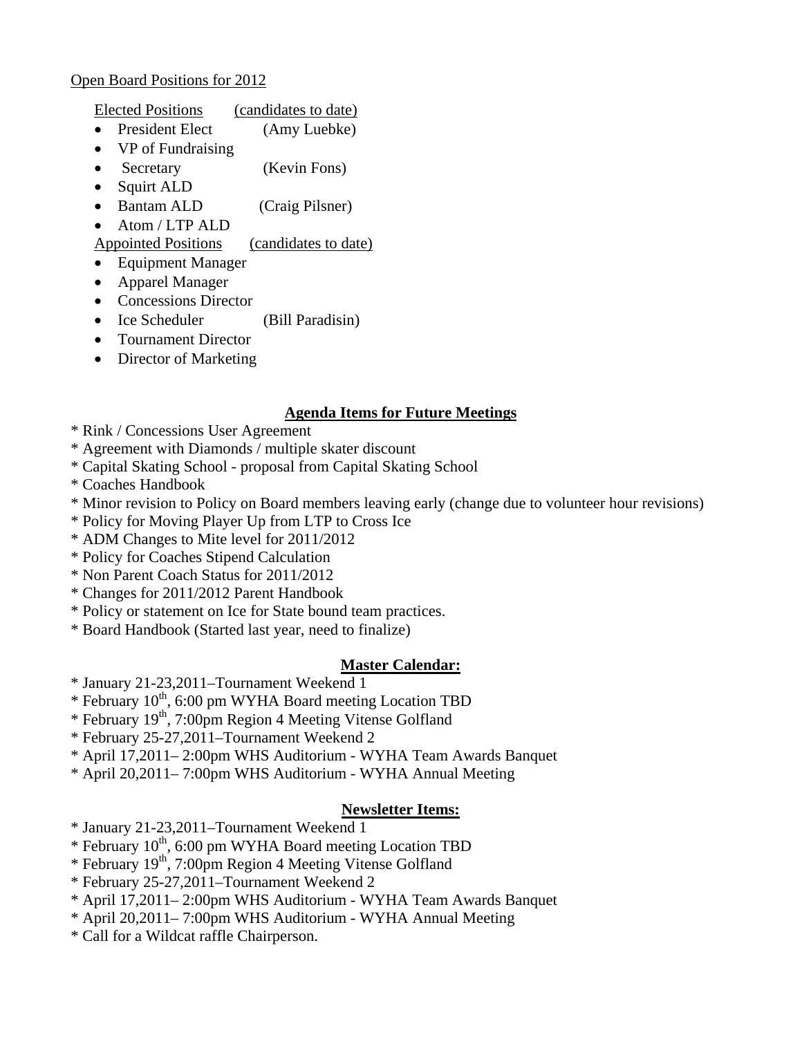Open Board Positions for 2012

Elected Positions (candidates to date)

- President Elect (Amy Luebke)
- VP of Fundraising
- Secretary (Kevin Fons)
- Squirt ALD
- Bantam ALD (Craig Pilsner)
- Atom / LTP ALD

Appointed Positions (candidates to date)

- Equipment Manager
- Apparel Manager
- Concessions Director
- Ice Scheduler (Bill Paradisin)
- Tournament Director
- Director of Marketing

## Agenda Items for Future Meetings

* Rink / Concessions User Agreement
* Agreement with Diamonds / multiple skater discount
* Capital Skating School - proposal from Capital Skating School
* Coaches Handbook
* Minor revision to Policy on Board members leaving early (change due to volunteer hour revisions)
* Policy for Moving Player Up from LTP to Cross Ice
* ADM Changes to Mite level for 2011/2012
* Policy for Coaches Stipend Calculation
* Non Parent Coach Status for 2011/2012
* Changes for 2011/2012 Parent Handbook
* Policy or statement on Ice for State bound team practices.
* Board Handbook (Started last year, need to finalize)

## Master Calendar:

* January 21-23,2011–Tournament Weekend 1
* February 10th, 6:00 pm WYHA Board meeting Location TBD
* February 19th, 7:00pm Region 4 Meeting Vitense Golfland
* February 25-27,2011–Tournament Weekend 2
* April 17,2011– 2:00pm WHS Auditorium - WYHA Team Awards Banquet
* April 20,2011– 7:00pm WHS Auditorium - WYHA Annual Meeting

## Newsletter Items:

* January 21-23,2011–Tournament Weekend 1
* February 10th, 6:00 pm WYHA Board meeting Location TBD
* February 19th, 7:00pm Region 4 Meeting Vitense Golfland
* February 25-27,2011–Tournament Weekend 2
* April 17,2011– 2:00pm WHS Auditorium - WYHA Team Awards Banquet
* April 20,2011– 7:00pm WHS Auditorium - WYHA Annual Meeting
* Call for a Wildcat raffle Chairperson.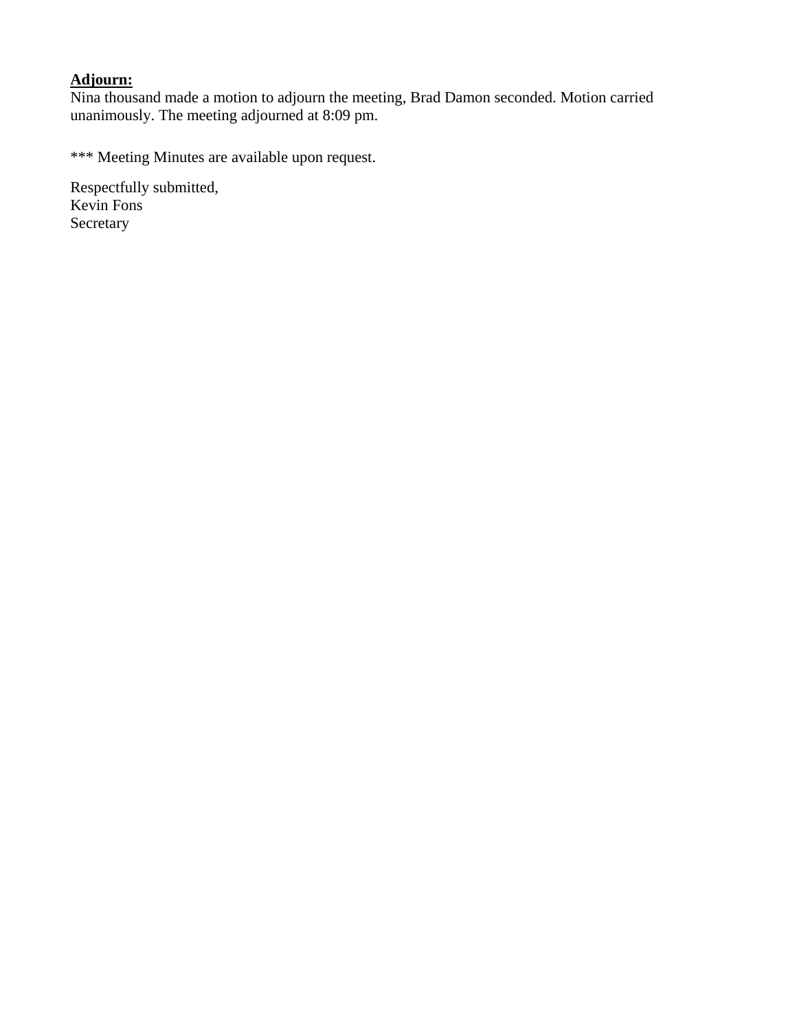**Adjourn:**
Nina thousand made a motion to adjourn the meeting, Brad Damon seconded. Motion carried unanimously. The meeting adjourned at 8:09 pm.

*** Meeting Minutes are available upon request.

Respectfully submitted,
Kevin Fons
Secretary